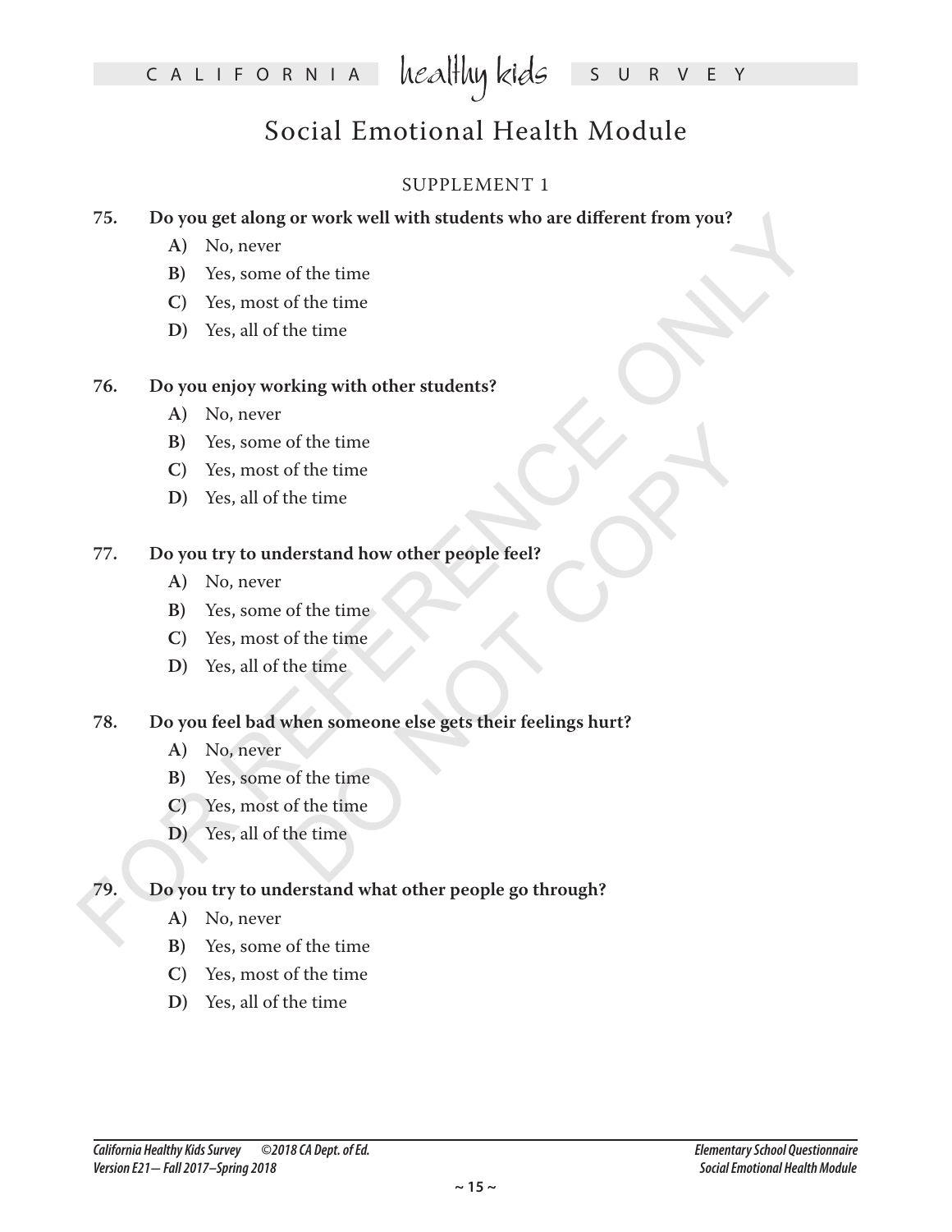# Social Emotional Health Module

## SUPPLEMENT 1

**75. Do you get along or work well with students who are different from you?**

- **A)** No, never
- **B)** Yes, some of the time
- **C)** Yes, most of the time
- **D)** Yes, all of the time

**76. Do you enjoy working with other students?**

- **A)** No, never
- **B)** Yes, some of the time
- **C)** Yes, most of the time
- **D)** Yes, all of the time

**77. Do you try to understand how other people feel?**

- **A)** No, never
- **B)** Yes, some of the time
- **C)** Yes, most of the time
- **D)** Yes, all of the time

**78. Do you feel bad when someone else gets their feelings hurt?**

- **A)** No, never
- **B)** Yes, some of the time
- **C)** Yes, most of the time
- **D)** Yes, all of the time

**79. Do you try to understand what other people go through?**

- **A)** No, never
- **B)** Yes, some of the time
- **C)** Yes, most of the time
- **D)** Yes, all of the time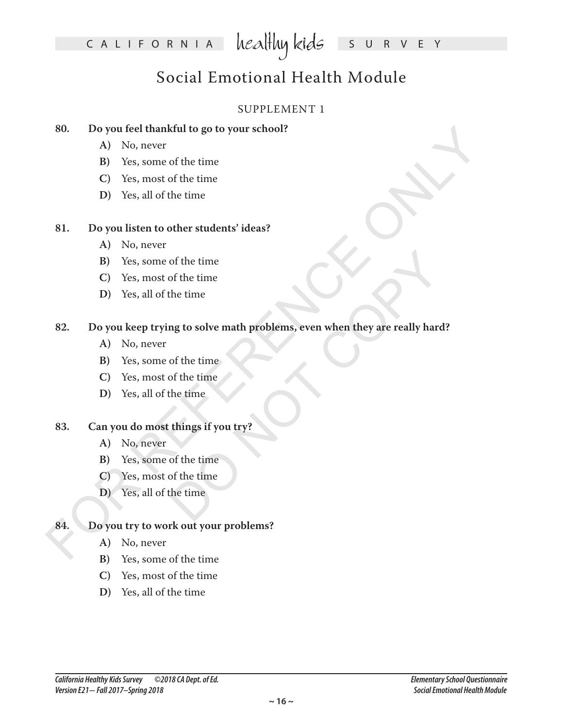# Social Emotional Health Module

## SUPPLEMENT 1

**80. Do you feel thankful to go to your school?**

- **A)** No, never
- **B)** Yes, some of the time
- **C)** Yes, most of the time
- **D)** Yes, all of the time

**81. Do you listen to other students' ideas?**

- **A)** No, never
- **B)** Yes, some of the time
- **C)** Yes, most of the time
- **D)** Yes, all of the time

**82. Do you keep trying to solve math problems, even when they are really hard?**

- **A)** No, never
- **B)** Yes, some of the time
- **C)** Yes, most of the time
- **D)** Yes, all of the time

**83. Can you do most things if you try?**

- **A)** No, never
- **B)** Yes, some of the time
- **C)** Yes, most of the time
- **D)** Yes, all of the time

**84. Do you try to work out your problems?**

- **A)** No, never
- **B)** Yes, some of the time
- **C)** Yes, most of the time
- **D)** Yes, all of the time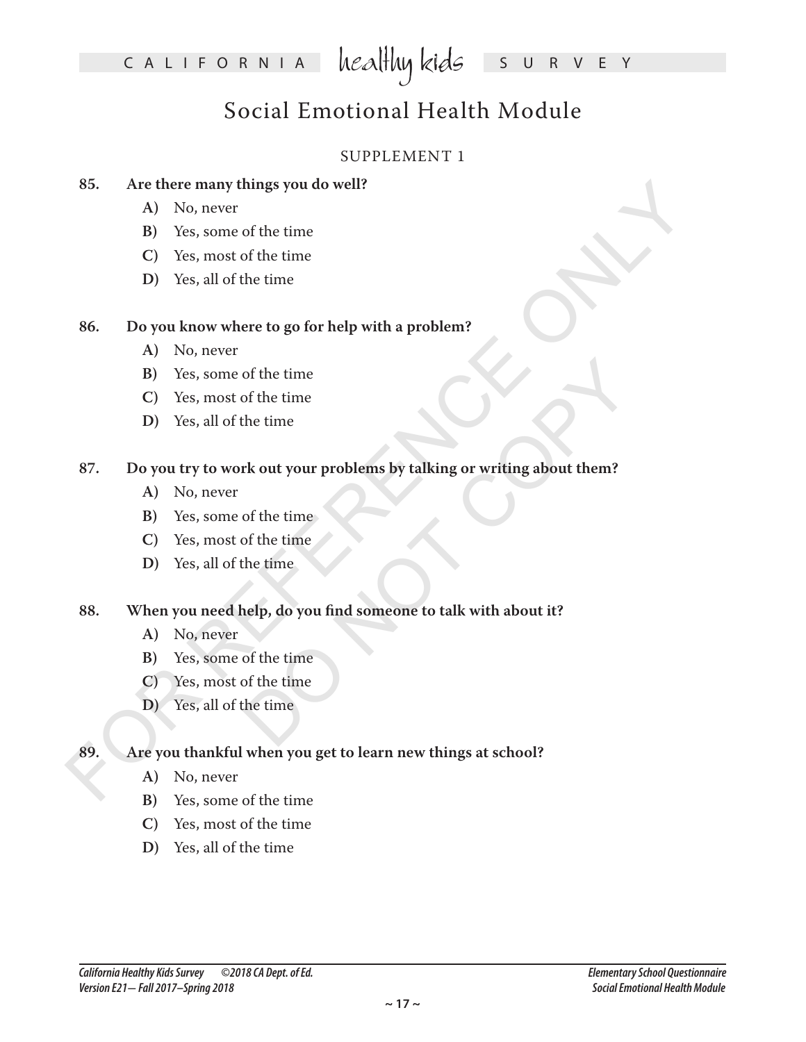# Social Emotional Health Module

## SUPPLEMENT 1

**85. Are there many things you do well?**

- **A)** No, never
- **B)** Yes, some of the time
- **C)** Yes, most of the time
- **D)** Yes, all of the time

**86. Do you know where to go for help with a problem?**

- **A)** No, never
- **B)** Yes, some of the time
- **C)** Yes, most of the time
- **D)** Yes, all of the time

**87. Do you try to work out your problems by talking or writing about them?**

- **A)** No, never
- **B)** Yes, some of the time
- **C)** Yes, most of the time
- **D)** Yes, all of the time

**88. When you need help, do you find someone to talk with about it?**

- **A)** No, never
- **B)** Yes, some of the time
- **C)** Yes, most of the time
- **D)** Yes, all of the time

**89. Are you thankful when you get to learn new things at school?**

- **A)** No, never
- **B)** Yes, some of the time
- **C)** Yes, most of the time
- **D)** Yes, all of the time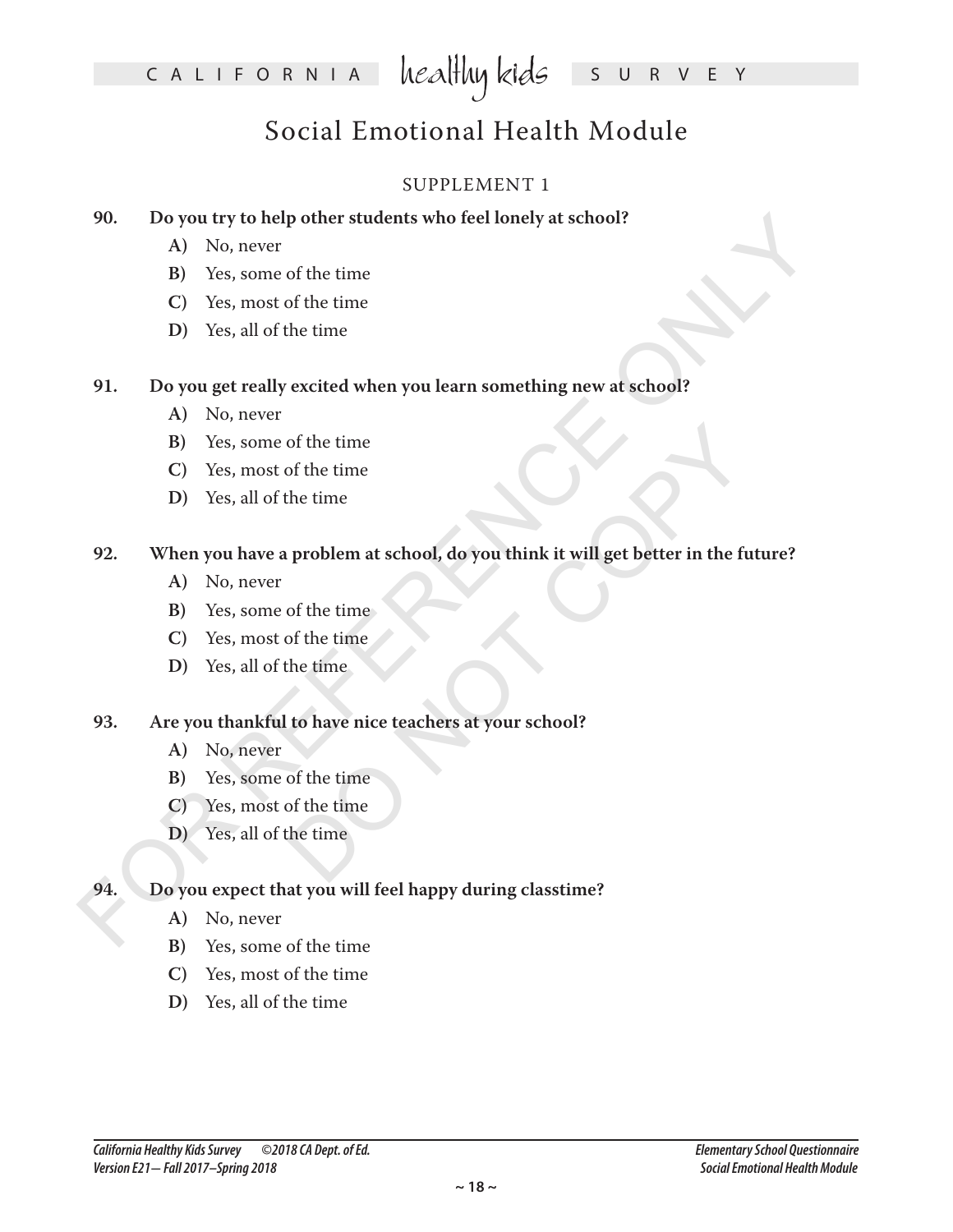# Social Emotional Health Module

SUPPLEMENT 1

**90. Do you try to help other students who feel lonely at school?**

- **A)** No, never
- **B)** Yes, some of the time
- **C)** Yes, most of the time
- **D)** Yes, all of the time

**91. Do you get really excited when you learn something new at school?**

- **A)** No, never
- **B)** Yes, some of the time
- **C)** Yes, most of the time
- **D)** Yes, all of the time

**92. When you have a problem at school, do you think it will get better in the future?**

- **A)** No, never
- **B)** Yes, some of the time
- **C)** Yes, most of the time
- **D)** Yes, all of the time

**93. Are you thankful to have nice teachers at your school?**

- **A)** No, never
- **B)** Yes, some of the time
- **C)** Yes, most of the time
- **D)** Yes, all of the time

**94. Do you expect that you will feel happy during classtime?**

- **A)** No, never
- **B)** Yes, some of the time
- **C)** Yes, most of the time
- **D)** Yes, all of the time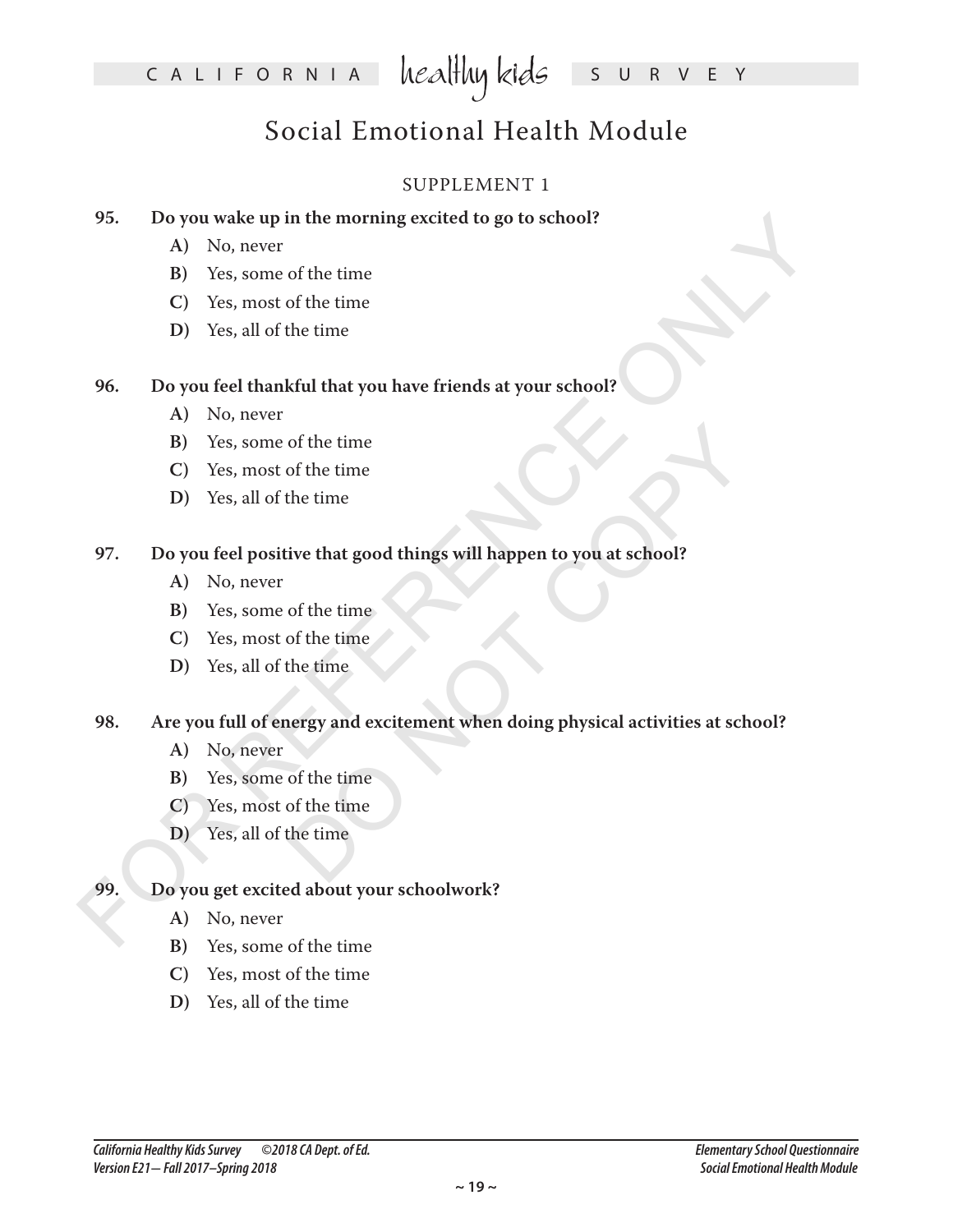# Social Emotional Health Module

SUPPLEMENT 1

**95. Do you wake up in the morning excited to go to school?**

- **A)** No, never
- **B)** Yes, some of the time
- **C)** Yes, most of the time
- **D)** Yes, all of the time

**96. Do you feel thankful that you have friends at your school?**

- **A)** No, never
- **B)** Yes, some of the time
- **C)** Yes, most of the time
- **D)** Yes, all of the time

**97. Do you feel positive that good things will happen to you at school?**

- **A)** No, never
- **B)** Yes, some of the time
- **C)** Yes, most of the time
- **D)** Yes, all of the time

**98. Are you full of energy and excitement when doing physical activities at school?**

- **A)** No, never
- **B)** Yes, some of the time
- **C)** Yes, most of the time
- **D)** Yes, all of the time

**99. Do you get excited about your schoolwork?**

- **A)** No, never
- **B)** Yes, some of the time
- **C)** Yes, most of the time
- **D)** Yes, all of the time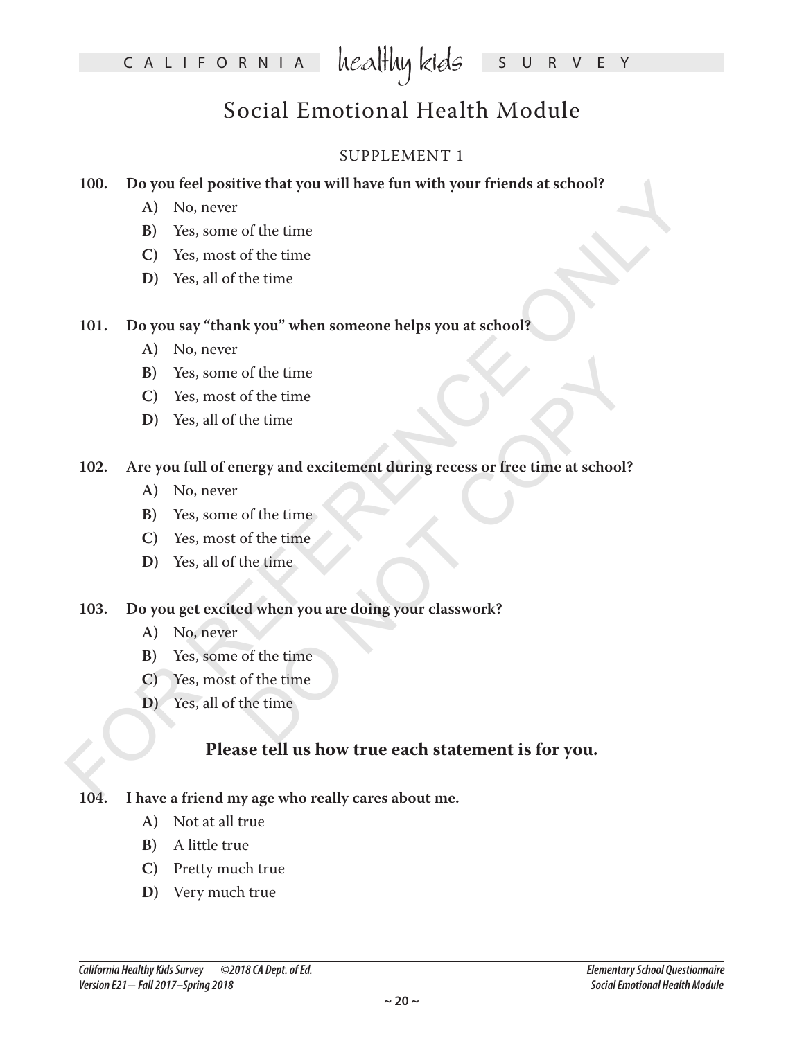# Social Emotional Health Module

## SUPPLEMENT 1

**100. Do you feel positive that you will have fun with your friends at school?**

- **A)** No, never
- **B)** Yes, some of the time
- **C)** Yes, most of the time
- **D)** Yes, all of the time

**101. Do you say "thank you" when someone helps you at school?**

- **A)** No, never
- **B)** Yes, some of the time
- **C)** Yes, most of the time
- **D)** Yes, all of the time

**102. Are you full of energy and excitement during recess or free time at school?**

- **A)** No, never
- **B)** Yes, some of the time
- **C)** Yes, most of the time
- **D)** Yes, all of the time

**103. Do you get excited when you are doing your classwork?**

- **A)** No, never
- **B)** Yes, some of the time
- **C)** Yes, most of the time
- **D)** Yes, all of the time

### Please tell us how true each statement is for you.

**104. I have a friend my age who really cares about me.**

- **A)** Not at all true
- **B)** A little true
- **C)** Pretty much true
- **D)** Very much true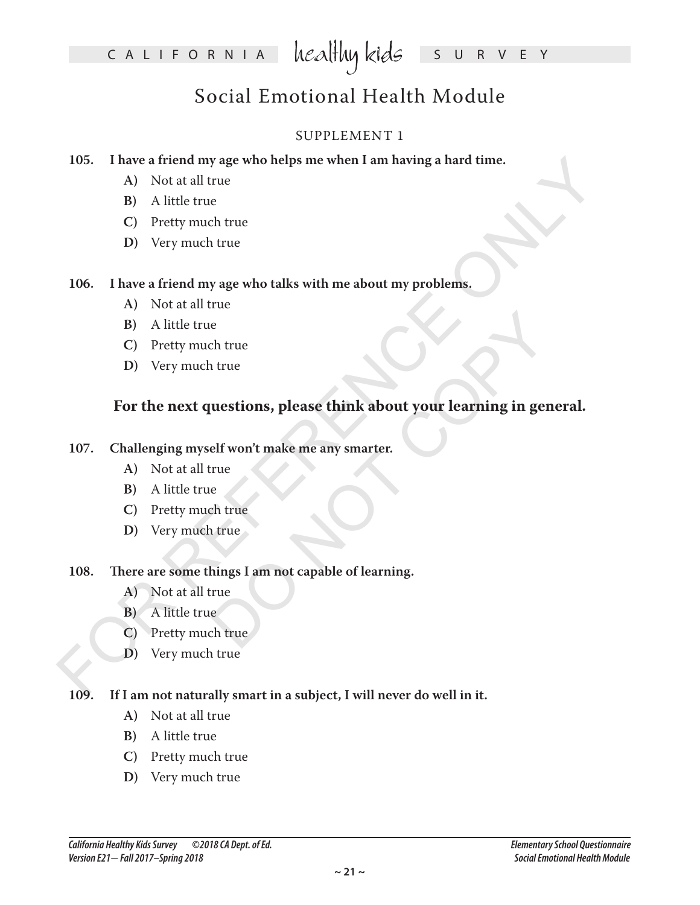# Social Emotional Health Module

## SUPPLEMENT 1

**105. I have a friend my age who helps me when I am having a hard time.**

- **A)** Not at all true
- **B)** A little true
- **C)** Pretty much true
- **D)** Very much true

**106. I have a friend my age who talks with me about my problems.**

- **A)** Not at all true
- **B)** A little true
- **C)** Pretty much true
- **D)** Very much true

### For the next questions, please think about your learning in general.

**107. Challenging myself won't make me any smarter.**

- **A)** Not at all true
- **B)** A little true
- **C)** Pretty much true
- **D)** Very much true

**108. There are some things I am not capable of learning.**

- **A)** Not at all true
- **B)** A little true
- **C)** Pretty much true
- **D)** Very much true

**109. If I am not naturally smart in a subject, I will never do well in it.**

- **A)** Not at all true
- **B)** A little true
- **C)** Pretty much true
- **D)** Very much true